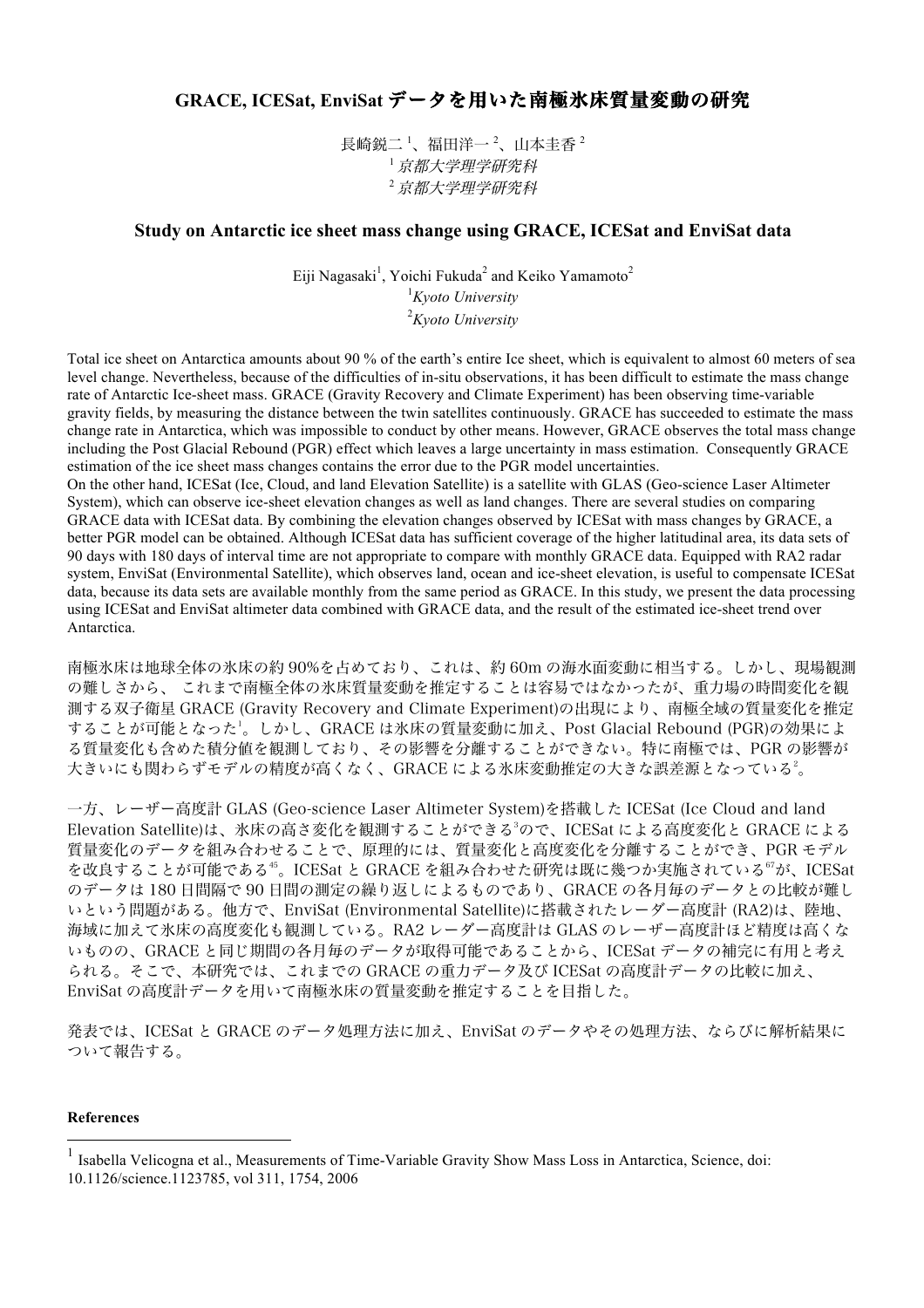# GRACE, ICESat, EnviSat データを用いた南極氷床質量変動の研究

長崎鋭二[1]、福田洋一[2]、山本圭香[2]
[1] *京都大学理学研究科*
[2] *京都大学理学研究科*

## Study on Antarctic ice sheet mass change using GRACE, ICESat and EnviSat data

Eiji Nagasaki[1], Yoichi Fukuda[2] and Keiko Yamamoto[2]
[1]*Kyoto University*
[2]*Kyoto University*

Total ice sheet on Antarctica amounts about 90 % of the earth's entire Ice sheet, which is equivalent to almost 60 meters of sea level change. Nevertheless, because of the difficulties of in-situ observations, it has been difficult to estimate the mass change rate of Antarctic Ice-sheet mass. GRACE (Gravity Recovery and Climate Experiment) has been observing time-variable gravity fields, by measuring the distance between the twin satellites continuously. GRACE has succeeded to estimate the mass change rate in Antarctica, which was impossible to conduct by other means. However, GRACE observes the total mass change including the Post Glacial Rebound (PGR) effect which leaves a large uncertainty in mass estimation. Consequently GRACE estimation of the ice sheet mass changes contains the error due to the PGR model uncertainties.
On the other hand, ICESat (Ice, Cloud, and land Elevation Satellite) is a satellite with GLAS (Geo-science Laser Altimeter System), which can observe ice-sheet elevation changes as well as land changes. There are several studies on comparing GRACE data with ICESat data. By combining the elevation changes observed by ICESat with mass changes by GRACE, a better PGR model can be obtained. Although ICESat data has sufficient coverage of the higher latitudinal area, its data sets of 90 days with 180 days of interval time are not appropriate to compare with monthly GRACE data. Equipped with RA2 radar system, EnviSat (Environmental Satellite), which observes land, ocean and ice-sheet elevation, is useful to compensate ICESat data, because its data sets are available monthly from the same period as GRACE. In this study, we present the data processing using ICESat and EnviSat altimeter data combined with GRACE data, and the estimated ice-sheet trend over Antarctica.

南極氷床は地球全体の氷床の約 90%を占めており、これは、約 60m の海水面変動に相当する。しかし、現場観測の難しさから、 これまで南極全体の氷床質量変動を推定することは容易ではなかったが、重力場の時間変化を観測する双子衛星 GRACE (Gravity Recovery and Climate Experiment)の出現により、南極全域の質量変化を推定することが可能となった[1]。しかし、GRACE は氷床の質量変動に加え、Post Glacial Rebound (PGR)の効果による質量変化も含めた積分値を観測しており、その影響を分離することができない。特に南極では、PGR の影響が大きいにも関わらずモデルの精度が高くなく、GRACE による氷床変動推定の大きな誤差源となっている[2]。

一方、レーザー高度計 GLAS (Geo-science Laser Altimeter System)を搭載した ICESat (Ice Cloud and land Elevation Satellite)は、氷床の高さ変化を観測することができる[3]ので、ICESat による高度変化と GRACE による質量変化のデータを組み合わせることで、原理的には、質量変化と高度変化を分離することができ、PGR モデルを改良することが可能である[4,5]。ICESat と GRACE を組み合わせた研究は既に幾つか実施されている[6,7]が、ICESat のデータは 180 日間隔で 90 日間の測定の繰り返しによるものであり、GRACE の各月毎のデータとの比較が難しいという問題がある。他方で、EnviSat (Environmental Satellite)に搭載されたレーザー高度計 (RA2)は、陸地、海域に加えて氷床の高度変化も観測している。RA2 レーダー高度計は GLAS のレーザー高度計ほど精度は高くないものの、GRACE と同じ期間の各月毎のデータが取得可能であることから、ICESat データの補完に有用と考えられる。そこで、本研究では、これまでの GRACE の重力データ及び ICESat の高度計データの比較に加え、EnviSat の高度計データを用いて南極氷床の質量変動を推定することを目指した。

発表では、ICESat と GRACE のデータ処理方法に加え、EnviSat のデータやその処理方法、ならびに解析結果について報告する。

### References

[1] Isabella Velicogna et al., Measurements of Time-Variable Gravity Show Mass Loss in Antarctica, Science, doi: 10.1126/science.1123785, vol 311, 1754, 2006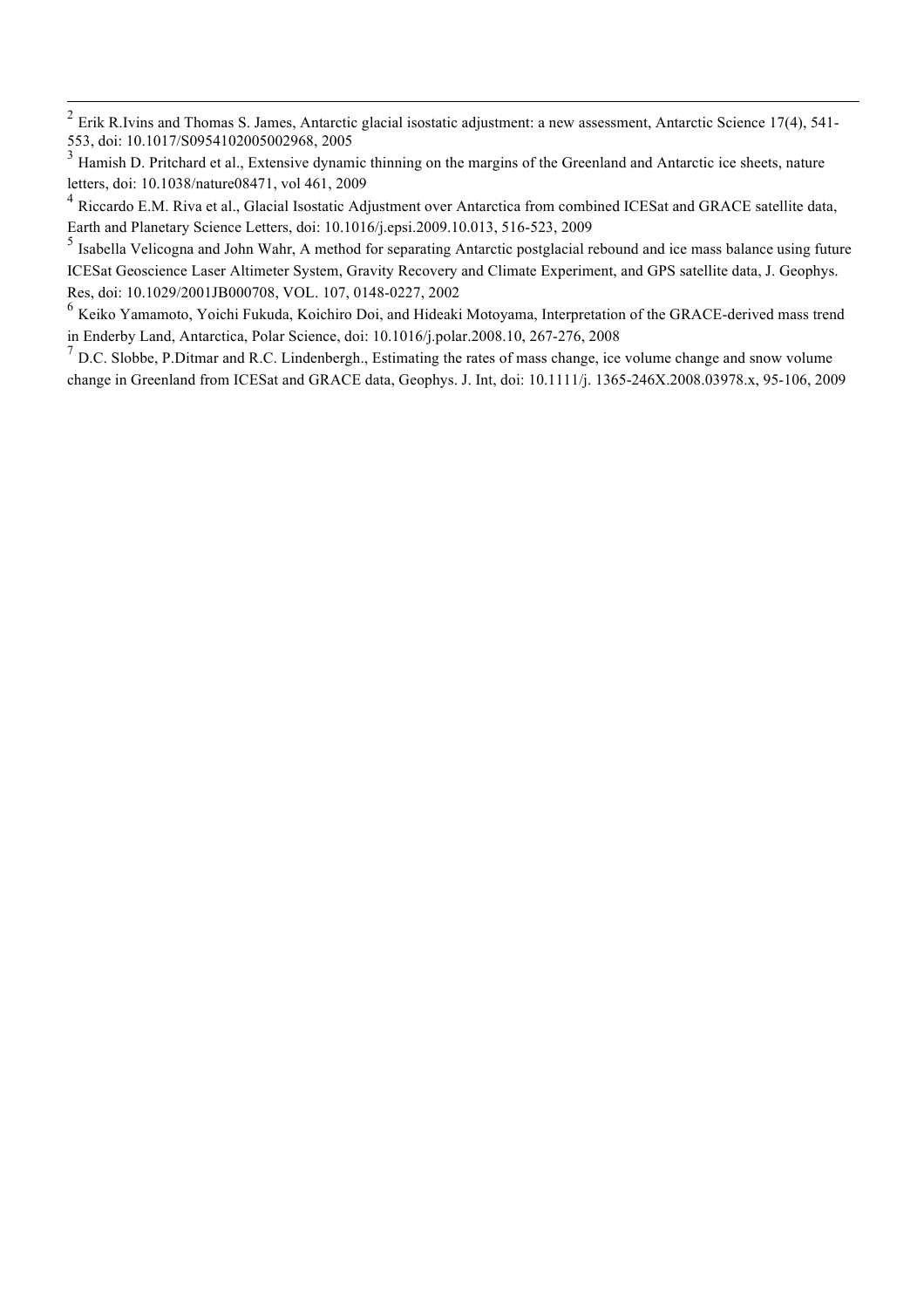[2] Erik R.Ivins and Thomas S. James, Antarctic glacial isostatic adjustment: a new assessment, Antarctic Science 17(4), 541-553, doi: 10.1017/S0954102005002968, 2005

[3] Hamish D. Pritchard et al., Extensive dynamic thinning on the margins of the Greenland and Antarctic ice sheets, nature letters, doi: 10.1038/nature08471, vol 461, 2009

[4] Riccardo E.M. Riva et al., Glacial Isostatic Adjustment over Antarctica from combined ICESat and GRACE satellite data, Earth and Planetary Science Letters, doi: 10.1016/j.epsi.2009.10.013, 516-523, 2009

[5] Isabella Velicogna and John Wahr, A method for separating Antarctic postglacial rebound and ice mass balance using future ICESat Geoscience Laser Altimeter System, Gravity Recovery and Climate Experiment, and GPS satellite data, J. Geophys. Res, doi: 10.1029/2001JB000708, VOL. 107, 0148-0227, 2002

[6] Keiko Yamamoto, Yoichi Fukuda, Koichiro Doi, and Hideaki Motoyama, Interpretation of the GRACE-derived mass trend in Enderby Land, Antarctica, Polar Science, doi: 10.1016/j.polar.2008.10, 267-276, 2008

[7] D.C. Slobbe, P.Ditmar and R.C. Lindenbergh., Estimating the rates of mass change, ice volume change and snow volume change in Greenland from ICESat and GRACE data, Geophys. J. Int, doi: 10.1111/j. 1365-246X.2008.03978.x, 95-106, 2009